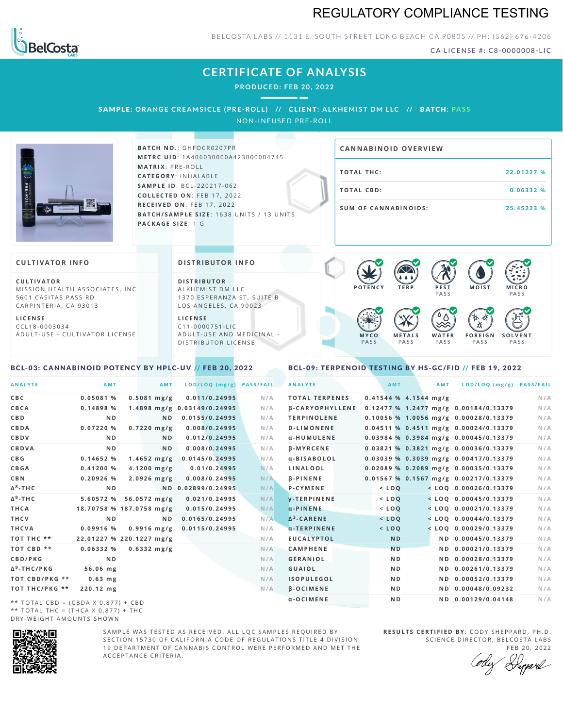# REGULATORY COMPLIANCE TESTING

BELCOSTA LABS // 1131 E. SOUTH STREET LONG BEACH CA 90805 // PH: (562) 676-4206

CA LICENSE #: C8-0000008-LIC

## CERTIFICATE OF ANALYSIS

**PRODUCED: FEB 20, 2022**

**SAMPLE:** ORANGE CREAMSICLE (PRE-ROLL) // **CLIENT:** ALKHEMIST DM LLC // **BATCH:** PASS

NON-INFUSED PRE-ROLL

**BATCH NO.**: GHFOCR0207PR
**METRC UID**: 1A406030000A423000004745
**MATRIX**: PRE-ROLL
**CATEGORY**: INHALABLE
**SAMPLE ID**: BCL-220217-062
**COLLECTED ON**: FEB 17, 2022
**RECEIVED ON**: FEB 17, 2022
**BATCH/SAMPLE SIZE**: 1638 UNITS / 13 UNITS
**PACKAGE SIZE**: 1 G

### CANNABINOID OVERVIEW

| | |
|---|---|
| TOTAL THC: | 22.01227 % |
| TOTAL CBD: | 0.06332 % |
| SUM OF CANNABINOIDS: | 25.45223 % |

### CULTIVATOR INFO

**CULTIVATOR**
MISSION HEALTH ASSOCIATES, INC
5601 CASITAS PASS RD
CARPINTERIA, CA 93013

**LICENSE**
CCL18-0003034
ADULT-USE - CULTIVATOR LICENSE

### DISTRIBUTOR INFO

**DISTRIBUTOR**
ALKHEMIST DM LLC
1370 ESPERANZA ST, SUITE B
LOS ANGELES, CA 90023

**LICENSE**
C11-0000751-LIC
ADULT-USE AND MEDICINAL - DISTRIBUTOR LICENSE

POTENCY | TERP | PEST PASS | MOIST | MICRO PASS | MYCO PASS | METALS PASS | WATER PASS | FOREIGN PASS | SOLVENT PASS

### BCL-03: CANNABINOID POTENCY BY HPLC-UV // FEB 20, 2022

| ANALYTE | AMT | AMT | LOD/LOQ (mg/g) | PASS/FAIL |
|---|---|---|---|---|
| CBC | 0.05081 % | 0.5081 mg/g | 0.011/0.24995 | N/A |
| CBCA | 0.14898 % | 1.4898 mg/g | 0.03149/0.24995 | N/A |
| CBD | ND | ND | 0.0155/0.24995 | N/A |
| CBDA | 0.07220 % | 0.7220 mg/g | 0.008/0.24995 | N/A |
| CBDV | ND | ND | 0.012/0.24995 | N/A |
| CBDVA | ND | ND | 0.008/0.24995 | N/A |
| CBG | 0.14652 % | 1.4652 mg/g | 0.0145/0.24995 | N/A |
| CBGA | 0.41200 % | 4.1200 mg/g | 0.01/0.24995 | N/A |
| CBN | 0.20926 % | 2.0926 mg/g | 0.008/0.24995 | N/A |
| Δ8-THC | ND | ND | 0.02899/0.24995 | N/A |
| Δ9-THC | 5.60572 % | 56.0572 mg/g | 0.021/0.24995 | N/A |
| THCA | 18.70758 % | 187.0758 mg/g | 0.015/0.24995 | N/A |
| THCV | ND | ND | 0.0165/0.24995 | N/A |
| THCVA | 0.09916 % | 0.9916 mg/g | 0.0115/0.24995 | N/A |
| TOT THC ** | 22.01227 % | 220.1227 mg/g | | N/A |
| TOT CBD ** | 0.06332 % | 0.6332 mg/g | | N/A |
| CBD/PKG | ND | | | N/A |
| Δ9-THC/PKG | 56.06 mg | | | N/A |
| TOT CBD/PKG ** | 0.63 mg | | | N/A |
| TOT THC/PKG ** | 220.12 mg | | | N/A |

** TOTAL CBD = (CBDA X 0.877) + CBD
** TOTAL THC = (THCA X 0.877) + THC
DRY-WEIGHT AMOUNTS SHOWN

### BCL-09: TERPENOID TESTING BY HS-GC/FID // FEB 19, 2022

| ANALYTE | AMT | AMT | LOD/LOQ (mg/g) | PASS/FAIL |
|---|---|---|---|---|
| TOTAL TERPENES | 0.41544 % | 4.1544 mg/g | | N/A |
| β-CARYOPHYLLENE | 0.12477 % | 1.2477 mg/g | 0.00184/0.13379 | N/A |
| TERPINOLENE | 0.10056 % | 1.0056 mg/g | 0.00028/0.13379 | N/A |
| D-LIMONENE | 0.04511 % | 0.4511 mg/g | 0.00024/0.13379 | N/A |
| α-HUMULENE | 0.03984 % | 0.3984 mg/g | 0.00045/0.13379 | N/A |
| β-MYRCENE | 0.03821 % | 0.3821 mg/g | 0.00036/0.13379 | N/A |
| α-BISABOLOL | 0.03039 % | 0.3039 mg/g | 0.00417/0.13379 | N/A |
| LINALOOL | 0.02089 % | 0.2089 mg/g | 0.00035/0.13379 | N/A |
| β-PINENE | 0.01567 % | 0.1567 mg/g | 0.00217/0.13379 | N/A |
| P-CYMENE | < LOQ | < LOQ | 0.00026/0.13379 | N/A |
| γ-TERPINENE | < LOQ | < LOQ | 0.00045/0.13379 | N/A |
| α-PINENE | < LOQ | < LOQ | 0.00021/0.13379 | N/A |
| Δ3-CARENE | < LOQ | < LOQ | 0.00044/0.13379 | N/A |
| α-TERPINENE | < LOQ | < LOQ | 0.00029/0.13379 | N/A |
| EUCALYPTOL | ND | ND | 0.00045/0.13379 | N/A |
| CAMPHENE | ND | ND | 0.00021/0.13379 | N/A |
| GERANIOL | ND | ND | 0.00028/0.13379 | N/A |
| GUAIOL | ND | ND | 0.00261/0.13379 | N/A |
| ISOPULEGOL | ND | ND | 0.00052/0.13379 | N/A |
| β-OCIMENE | ND | ND | 0.00048/0.09232 | N/A |
| α-OCIMENE | ND | ND | 0.00129/0.04148 | N/A |

SAMPLE WAS TESTED AS RECEIVED. ALL LQC SAMPLES REQUIRED BY SECTION 15730 OF CALIFORNIA CODE OF REGULATIONS TITLE 4 DIVISION 19 DEPARTMENT OF CANNABIS CONTROL WERE PERFORMED AND MET THE ACCEPTANCE CRITERIA.

**RESULTS CERTIFIED BY**: CODY SHEPPARD, PH.D.
SCIENCE DIRECTOR, BELCOSTA LABS
FEB 20, 2022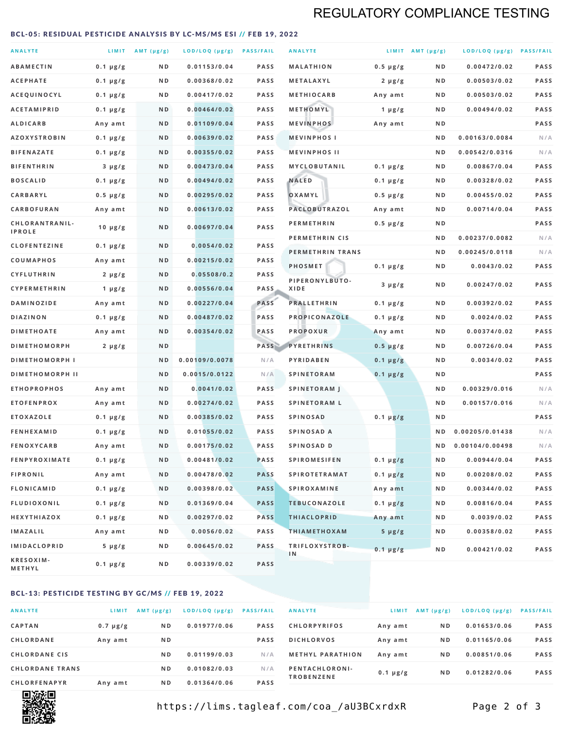# REGULATORY COMPLIANCE TESTING

## BCL-05: RESIDUAL PESTICIDE ANALYSIS BY LC-MS/MS ESI // FEB 19, 2022

| ANALYTE | LIMIT | AMT (µg/g) | LOD/LOQ (µg/g) | PASS/FAIL |
|---|---|---|---|---|
| ABAMECTIN | 0.1 µg/g | ND | 0.01153/0.04 | PASS |
| ACEPHATE | 0.1 µg/g | ND | 0.00368/0.02 | PASS |
| ACEQUINOCYL | 0.1 µg/g | ND | 0.00417/0.02 | PASS |
| ACETAMIPRID | 0.1 µg/g | ND | 0.00464/0.02 | PASS |
| ALDICARB | Any amt | ND | 0.01109/0.04 | PASS |
| AZOXYSTROBIN | 0.1 µg/g | ND | 0.00639/0.02 | PASS |
| BIFENAZATE | 0.1 µg/g | ND | 0.00355/0.02 | PASS |
| BIFENTHRIN | 3 µg/g | ND | 0.00473/0.04 | PASS |
| BOSCALID | 0.1 µg/g | ND | 0.00494/0.02 | PASS |
| CARBARYL | 0.5 µg/g | ND | 0.00295/0.02 | PASS |
| CARBOFURAN | Any amt | ND | 0.00613/0.02 | PASS |
| CHLORANTRANILIPROLE | 10 µg/g | ND | 0.00697/0.04 | PASS |
| CLOFENTEZINE | 0.1 µg/g | ND | 0.0054/0.02 | PASS |
| COUMAPHOS | Any amt | ND | 0.00215/0.02 | PASS |
| CYFLUTHRIN | 2 µg/g | ND | 0.05508/0.2 | PASS |
| CYPERMETHRIN | 1 µg/g | ND | 0.00556/0.04 | PASS |
| DAMINOZIDE | Any amt | ND | 0.00227/0.04 | PASS |
| DIAZINON | 0.1 µg/g | ND | 0.00487/0.02 | PASS |
| DIMETHOATE | Any amt | ND | 0.00354/0.02 | PASS |
| DIMETHOMORPH | 2 µg/g | ND | | PASS |
| DIMETHOMORPH I | | ND | 0.00109/0.0078 | N/A |
| DIMETHOMORPH II | | ND | 0.0015/0.0122 | N/A |
| ETHOPROPHOS | Any amt | ND | 0.0041/0.02 | PASS |
| ETOFENPROX | Any amt | ND | 0.00274/0.02 | PASS |
| ETOXAZOLE | 0.1 µg/g | ND | 0.00385/0.02 | PASS |
| FENHEXAMID | 0.1 µg/g | ND | 0.01055/0.02 | PASS |
| FENOXYCARB | Any amt | ND | 0.00175/0.02 | PASS |
| FENPYROXIMATE | 0.1 µg/g | ND | 0.00481/0.02 | PASS |
| FIPRONIL | Any amt | ND | 0.00478/0.02 | PASS |
| FLONICAMID | 0.1 µg/g | ND | 0.00398/0.02 | PASS |
| FLUDIOXONIL | 0.1 µg/g | ND | 0.01369/0.04 | PASS |
| HEXYTHIAZOX | 0.1 µg/g | ND | 0.00297/0.02 | PASS |
| IMAZALIL | Any amt | ND | 0.0056/0.02 | PASS |
| IMIDACLOPRID | 5 µg/g | ND | 0.00645/0.02 | PASS |
| KRESOXIM-METHYL | 0.1 µg/g | ND | 0.00339/0.02 | PASS |
| MALATHION | 0.5 µg/g | ND | 0.00472/0.02 | PASS |
| METALAXYL | 2 µg/g | ND | 0.00503/0.02 | PASS |
| METHIOCARB | Any amt | ND | 0.00503/0.02 | PASS |
| METHOMYL | 1 µg/g | ND | 0.00494/0.02 | PASS |
| MEVINPHOS | Any amt | ND | | PASS |
| MEVINPHOS I | | ND | 0.00163/0.0084 | N/A |
| MEVINPHOS II | | ND | 0.00542/0.0316 | N/A |
| MYCLOBUTANIL | 0.1 µg/g | ND | 0.00867/0.04 | PASS |
| NALED | 0.1 µg/g | ND | 0.00328/0.02 | PASS |
| OXAMYL | 0.5 µg/g | ND | 0.00455/0.02 | PASS |
| PACLOBUTRAZOL | Any amt | ND | 0.00714/0.04 | PASS |
| PERMETHRIN | 0.5 µg/g | ND | | PASS |
| PERMETHRIN CIS | | ND | 0.00237/0.0082 | N/A |
| PERMETHRIN TRANS | | ND | 0.00245/0.0118 | N/A |
| PHOSMET | 0.1 µg/g | ND | 0.0043/0.02 | PASS |
| PIPERONYLBUTOXIDE | 3 µg/g | ND | 0.00247/0.02 | PASS |
| PRALLETHRIN | 0.1 µg/g | ND | 0.00392/0.02 | PASS |
| PROPICONAZOLE | 0.1 µg/g | ND | 0.0024/0.02 | PASS |
| PROPOXUR | Any amt | ND | 0.00374/0.02 | PASS |
| PYRETHRINS | 0.5 µg/g | ND | 0.00726/0.04 | PASS |
| PYRIDABEN | 0.1 µg/g | ND | 0.0034/0.02 | PASS |
| SPINETORAM | 0.1 µg/g | ND | | PASS |
| SPINETORAM J | | ND | 0.00329/0.016 | N/A |
| SPINETORAM L | | ND | 0.00157/0.016 | N/A |
| SPINOSAD | 0.1 µg/g | ND | | PASS |
| SPINOSAD A | | ND | 0.00205/0.01438 | N/A |
| SPINOSAD D | | ND | 0.00104/0.00498 | N/A |
| SPIROMESIFEN | 0.1 µg/g | ND | 0.00944/0.04 | PASS |
| SPIROTETRAMAT | 0.1 µg/g | ND | 0.00208/0.02 | PASS |
| SPIROXAMINE | Any amt | ND | 0.00344/0.02 | PASS |
| TEBUCONAZOLE | 0.1 µg/g | ND | 0.00816/0.04 | PASS |
| THIACLOPRID | Any amt | ND | 0.0039/0.02 | PASS |
| THIAMETHOXAM | 5 µg/g | ND | 0.00358/0.02 | PASS |
| TRIFLOXYSTROBIN | 0.1 µg/g | ND | 0.00421/0.02 | PASS |

## BCL-13: PESTICIDE TESTING BY GC/MS // FEB 19, 2022

| ANALYTE | LIMIT | AMT (µg/g) | LOD/LOQ (µg/g) | PASS/FAIL |
|---|---|---|---|---|
| CAPTAN | 0.7 µg/g | ND | 0.01977/0.06 | PASS |
| CHLORDANE | Any amt | ND | | PASS |
| CHLORDANE CIS | | ND | 0.01199/0.03 | N/A |
| CHLORDANE TRANS | | ND | 0.01082/0.03 | N/A |
| CHLORFENAPYR | Any amt | ND | 0.01364/0.06 | PASS |
| CHLORPYRIFOS | Any amt | ND | 0.01653/0.06 | PASS |
| DICHLORVOS | Any amt | ND | 0.01165/0.06 | PASS |
| METHYL PARATHION | Any amt | ND | 0.00851/0.06 | PASS |
| PENTACHLORONITROBENZENE | 0.1 µg/g | ND | 0.01282/0.06 | PASS |

https://lims.tagleaf.com/coa_/aU3BCxrdxR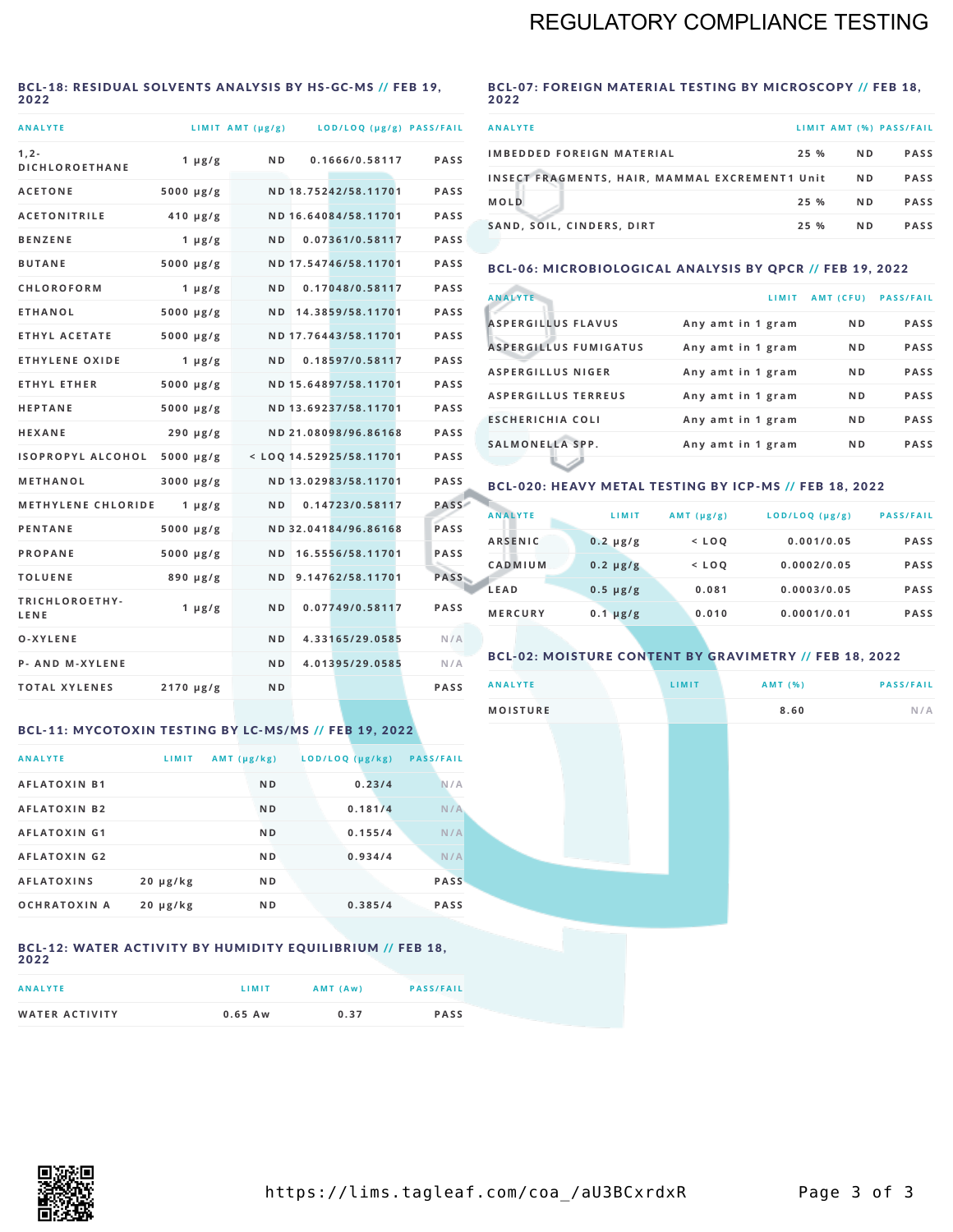# REGULATORY COMPLIANCE TESTING

## BCL-18: RESIDUAL SOLVENTS ANALYSIS BY HS-GC-MS // FEB 19, 2022

| ANALYTE | LIMIT | AMT (μg/g) | LOD/LOQ (μg/g) | PASS/FAIL |
|---|---|---|---|---|
| 1,2-DICHLOROETHANE | 1 μg/g | ND | 0.1666/0.58117 | PASS |
| ACETONE | 5000 μg/g | ND | 18.75242/58.11701 | PASS |
| ACETONITRILE | 410 μg/g | ND | 16.64084/58.11701 | PASS |
| BENZENE | 1 μg/g | ND | 0.07361/0.58117 | PASS |
| BUTANE | 5000 μg/g | ND | 17.54746/58.11701 | PASS |
| CHLOROFORM | 1 μg/g | ND | 0.17048/0.58117 | PASS |
| ETHANOL | 5000 μg/g | ND | 14.3859/58.11701 | PASS |
| ETHYL ACETATE | 5000 μg/g | ND | 17.76443/58.11701 | PASS |
| ETHYLENE OXIDE | 1 μg/g | ND | 0.18597/0.58117 | PASS |
| ETHYL ETHER | 5000 μg/g | ND | 15.64897/58.11701 | PASS |
| HEPTANE | 5000 μg/g | ND | 13.69237/58.11701 | PASS |
| HEXANE | 290 μg/g | ND | 21.08098/96.86168 | PASS |
| ISOPROPYL ALCOHOL | 5000 μg/g | < LOQ | 14.52925/58.11701 | PASS |
| METHANOL | 3000 μg/g | ND | 13.02983/58.11701 | PASS |
| METHYLENE CHLORIDE | 1 μg/g | ND | 0.14723/0.58117 | PASS |
| PENTANE | 5000 μg/g | ND | 32.04184/96.86168 | PASS |
| PROPANE | 5000 μg/g | ND | 16.5556/58.11701 | PASS |
| TOLUENE | 890 μg/g | ND | 9.14762/58.11701 | PASS |
| TRICHLOROETHYLENE | 1 μg/g | ND | 0.07749/0.58117 | PASS |
| O-XYLENE | | ND | 4.33165/29.0585 | N/A |
| P- AND M-XYLENE | | ND | 4.01395/29.0585 | N/A |
| TOTAL XYLENES | 2170 μg/g | ND | | PASS |

## BCL-11: MYCOTOXIN TESTING BY LC-MS/MS // FEB 19, 2022

| ANALYTE | LIMIT | AMT (μg/kg) | LOD/LOQ (μg/kg) | PASS/FAIL |
|---|---|---|---|---|
| AFLATOXIN B1 | | ND | 0.23/4 | N/A |
| AFLATOXIN B2 | | ND | 0.181/4 | N/A |
| AFLATOXIN G1 | | ND | 0.155/4 | N/A |
| AFLATOXIN G2 | | ND | 0.934/4 | N/A |
| AFLATOXINS | 20 μg/kg | ND | | PASS |
| OCHRATOXIN A | 20 μg/kg | ND | 0.385/4 | PASS |

## BCL-12: WATER ACTIVITY BY HUMIDITY EQUILIBRIUM // FEB 18, 2022

| ANALYTE | LIMIT | AMT (Aw) | PASS/FAIL |
|---|---|---|---|
| WATER ACTIVITY | 0.65 Aw | 0.37 | PASS |

## BCL-07: FOREIGN MATERIAL TESTING BY MICROSCOPY // FEB 18, 2022

| ANALYTE | LIMIT | AMT (%) | PASS/FAIL |
|---|---|---|---|
| IMBEDDED FOREIGN MATERIAL | 25 % | ND | PASS |
| INSECT FRAGMENTS, HAIR, MAMMAL EXCREMENT | 1 Unit | ND | PASS |
| MOLD | 25 % | ND | PASS |
| SAND, SOIL, CINDERS, DIRT | 25 % | ND | PASS |

## BCL-06: MICROBIOLOGICAL ANALYSIS BY QPCR // FEB 19, 2022

| ANALYTE | LIMIT | AMT (CFU) | PASS/FAIL |
|---|---|---|---|
| ASPERGILLUS FLAVUS | Any amt in 1 gram | ND | PASS |
| ASPERGILLUS FUMIGATUS | Any amt in 1 gram | ND | PASS |
| ASPERGILLUS NIGER | Any amt in 1 gram | ND | PASS |
| ASPERGILLUS TERREUS | Any amt in 1 gram | ND | PASS |
| ESCHERICHIA COLI | Any amt in 1 gram | ND | PASS |
| SALMONELLA SPP. | Any amt in 1 gram | ND | PASS |

## BCL-020: HEAVY METAL TESTING BY ICP-MS // FEB 18, 2022

| ANALYTE | LIMIT | AMT (μg/g) | LOD/LOQ (μg/g) | PASS/FAIL |
|---|---|---|---|---|
| ARSENIC | 0.2 μg/g | < LOQ | 0.001/0.05 | PASS |
| CADMIUM | 0.2 μg/g | < LOQ | 0.0002/0.05 | PASS |
| LEAD | 0.5 μg/g | 0.081 | 0.0003/0.05 | PASS |
| MERCURY | 0.1 μg/g | 0.010 | 0.0001/0.01 | PASS |

## BCL-02: MOISTURE CONTENT BY GRAVIMETRY // FEB 18, 2022

| ANALYTE | LIMIT | AMT (%) | PASS/FAIL |
|---|---|---|---|
| MOISTURE | | 8.60 | N/A |

https://lims.tagleaf.com/coa_/aU3BCxrdxR